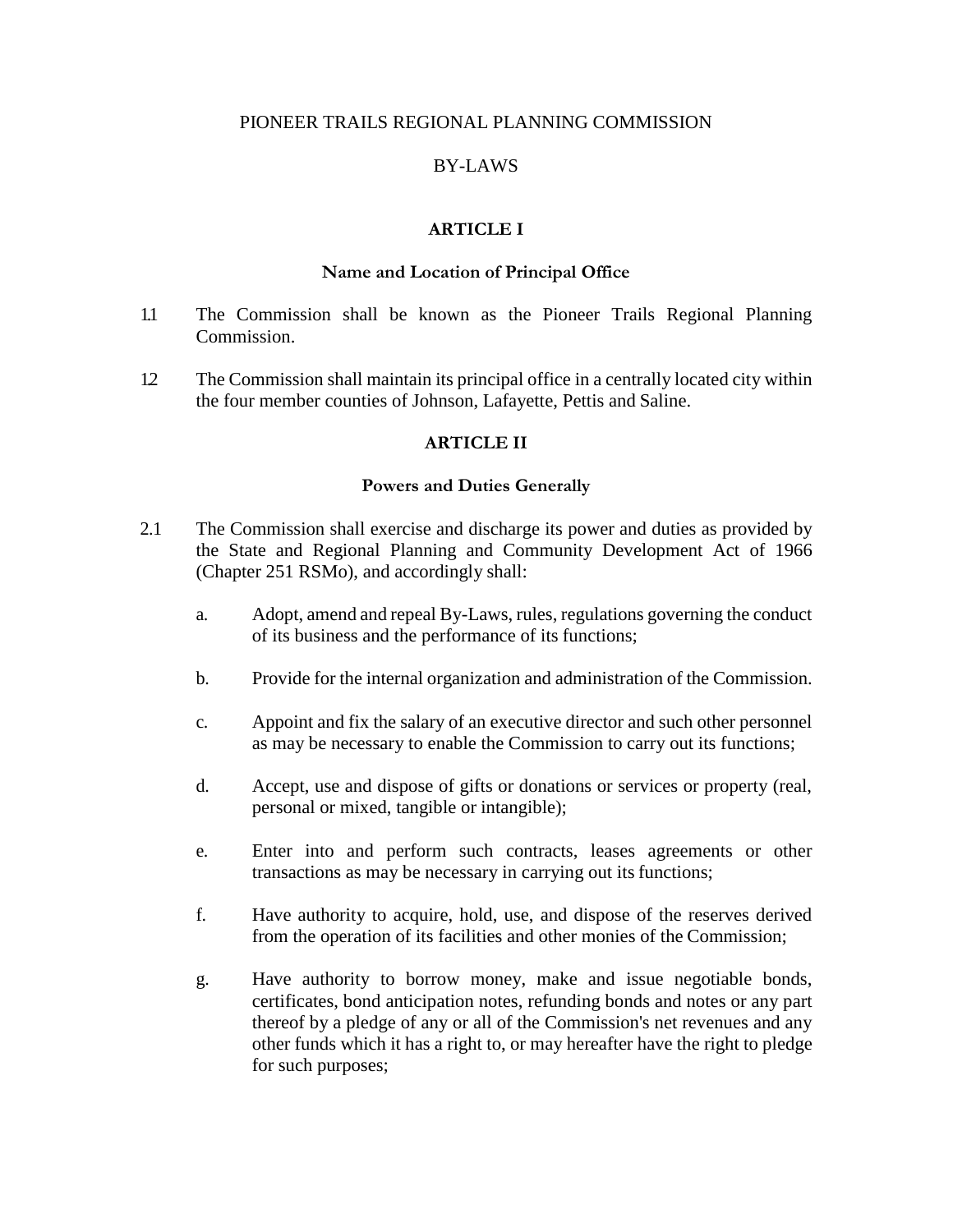PIONEER TRAILS REGIONAL PLANNING COMMISSION

BY-LAWS

## ARTICLE I

### Name and Location of Principal Office

1.1 The Commission shall be known as the Pioneer Trails Regional Planning Commission.

1.2 The Commission shall maintain its principal office in a centrally located city within the four member counties of Johnson, Lafayette, Pettis and Saline.

## ARTICLE II

### Powers and Duties Generally

2.1 The Commission shall exercise and discharge its power and duties as provided by the State and Regional Planning and Community Development Act of 1966 (Chapter 251 RSMo), and accordingly shall:

a. Adopt, amend and repeal By-Laws, rules, regulations governing the conduct of its business and the performance of its functions;

b. Provide for the internal organization and administration of the Commission.

c. Appoint and fix the salary of an executive director and such other personnel as may be necessary to enable the Commission to carry out its functions;

d. Accept, use and dispose of gifts or donations or services or property (real, personal or mixed, tangible or intangible);

e. Enter into and perform such contracts, leases agreements or other transactions as may be necessary in carrying out its functions;

f. Have authority to acquire, hold, use, and dispose of the reserves derived from the operation of its facilities and other monies of the Commission;

g. Have authority to borrow money, make and issue negotiable bonds, certificates, bond anticipation notes, refunding bonds and notes or any part thereof by a pledge of any or all of the Commission's net revenues and any other funds which it has a right to, or may hereafter have the right to pledge for such purposes;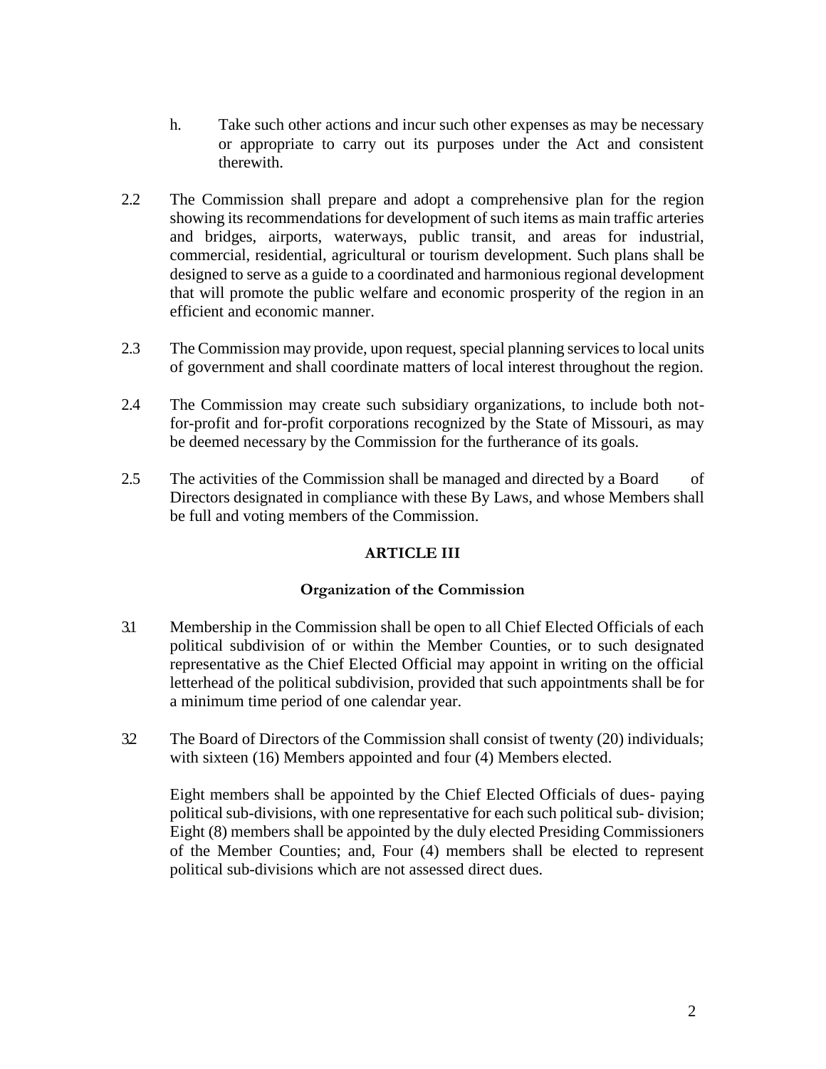h. Take such other actions and incur such other expenses as may be necessary or appropriate to carry out its purposes under the Act and consistent therewith.

2.2 The Commission shall prepare and adopt a comprehensive plan for the region showing its recommendations for development of such items as main traffic arteries and bridges, airports, waterways, public transit, and areas for industrial, commercial, residential, agricultural or tourism development. Such plans shall be designed to serve as a guide to a coordinated and harmonious regional development that will promote the public welfare and economic prosperity of the region in an efficient and economic manner.

2.3 The Commission may provide, upon request, special planning services to local units of government and shall coordinate matters of local interest throughout the region.

2.4 The Commission may create such subsidiary organizations, to include both not-for-profit and for-profit corporations recognized by the State of Missouri, as may be deemed necessary by the Commission for the furtherance of its goals.

2.5 The activities of the Commission shall be managed and directed by a Board of Directors designated in compliance with these By Laws, and whose Members shall be full and voting members of the Commission.

## ARTICLE III

### Organization of the Commission

3.1 Membership in the Commission shall be open to all Chief Elected Officials of each political subdivision of or within the Member Counties, or to such designated representative as the Chief Elected Official may appoint in writing on the official letterhead of the political subdivision, provided that such appointments shall be for a minimum time period of one calendar year.

3.2 The Board of Directors of the Commission shall consist of twenty (20) individuals; with sixteen (16) Members appointed and four (4) Members elected.

Eight members shall be appointed by the Chief Elected Officials of dues- paying political sub-divisions, with one representative for each such political sub- division; Eight (8) members shall be appointed by the duly elected Presiding Commissioners of the Member Counties; and, Four (4) members shall be elected to represent political sub-divisions which are not assessed direct dues.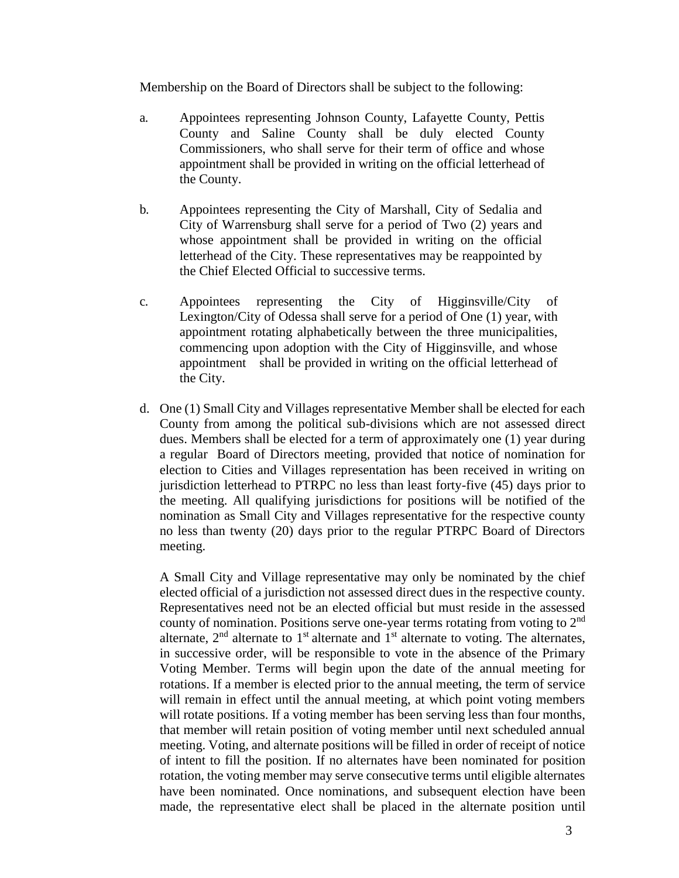Membership on the Board of Directors shall be subject to the following:

a. Appointees representing Johnson County, Lafayette County, Pettis County and Saline County shall be duly elected County Commissioners, who shall serve for their term of office and whose appointment shall be provided in writing on the official letterhead of the County.

b. Appointees representing the City of Marshall, City of Sedalia and City of Warrensburg shall serve for a period of Two (2) years and whose appointment shall be provided in writing on the official letterhead of the City. These representatives may be reappointed by the Chief Elected Official to successive terms.

c. Appointees representing the City of Higginsville/City of Lexington/City of Odessa shall serve for a period of One (1) year, with appointment rotating alphabetically between the three municipalities, commencing upon adoption with the City of Higginsville, and whose appointment shall be provided in writing on the official letterhead of the City.

d. One (1) Small City and Villages representative Member shall be elected for each County from among the political sub-divisions which are not assessed direct dues. Members shall be elected for a term of approximately one (1) year during a regular Board of Directors meeting, provided that notice of nomination for election to Cities and Villages representation has been received in writing on jurisdiction letterhead to PTRPC no less than least forty-five (45) days prior to the meeting. All qualifying jurisdictions for positions will be notified of the nomination as Small City and Villages representative for the respective county no less than twenty (20) days prior to the regular PTRPC Board of Directors meeting.

   A Small City and Village representative may only be nominated by the chief elected official of a jurisdiction not assessed direct dues in the respective county. Representatives need not be an elected official but must reside in the assessed county of nomination. Positions serve one-year terms rotating from voting to 2nd alternate, 2nd alternate to 1st alternate and 1st alternate to voting. The alternates, in successive order, will be responsible to vote in the absence of the Primary Voting Member. Terms will begin upon the date of the annual meeting for rotations. If a member is elected prior to the annual meeting, the term of service will remain in effect until the annual meeting, at which point voting members will rotate positions. If a voting member has been serving less than four months, that member will retain position of voting member until next scheduled annual meeting. Voting, and alternate positions will be filled in order of receipt of notice of intent to fill the position. If no alternates have been nominated for position rotation, the voting member may serve consecutive terms until eligible alternates have been nominated. Once nominations, and subsequent election have been made, the representative elect shall be placed in the alternate position until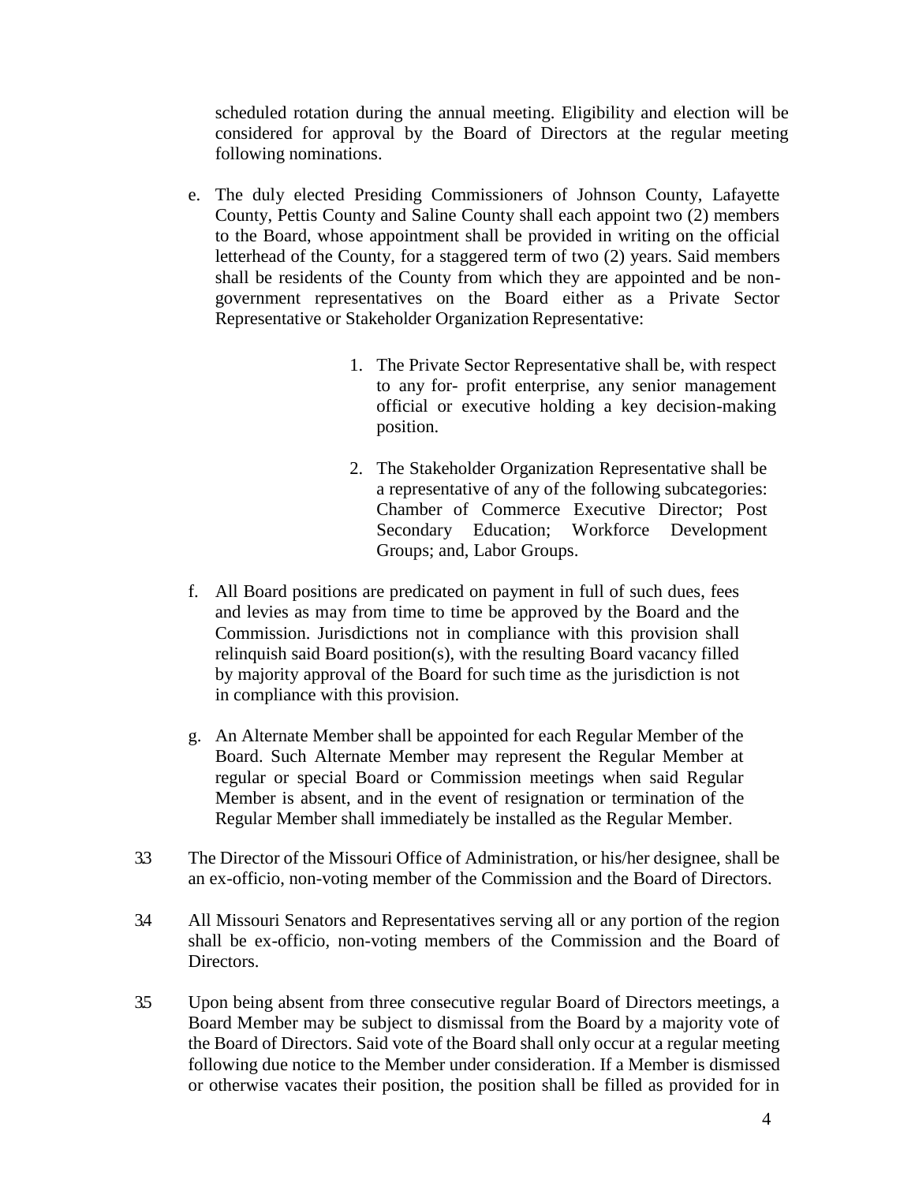scheduled rotation during the annual meeting. Eligibility and election will be considered for approval by the Board of Directors at the regular meeting following nominations.

e. The duly elected Presiding Commissioners of Johnson County, Lafayette County, Pettis County and Saline County shall each appoint two (2) members to the Board, whose appointment shall be provided in writing on the official letterhead of the County, for a staggered term of two (2) years. Said members shall be residents of the County from which they are appointed and be non-government representatives on the Board either as a Private Sector Representative or Stakeholder Organization Representative:

    1. The Private Sector Representative shall be, with respect to any for- profit enterprise, any senior management official or executive holding a key decision-making position.

    2. The Stakeholder Organization Representative shall be a representative of any of the following subcategories: Chamber of Commerce Executive Director; Post Secondary Education; Workforce Development Groups; and, Labor Groups.

f. All Board positions are predicated on payment in full of such dues, fees and levies as may from time to time be approved by the Board and the Commission. Jurisdictions not in compliance with this provision shall relinquish said Board position(s), with the resulting Board vacancy filled by majority approval of the Board for such time as the jurisdiction is not in compliance with this provision.

g. An Alternate Member shall be appointed for each Regular Member of the Board. Such Alternate Member may represent the Regular Member at regular or special Board or Commission meetings when said Regular Member is absent, and in the event of resignation or termination of the Regular Member shall immediately be installed as the Regular Member.

3.3 The Director of the Missouri Office of Administration, or his/her designee, shall be an ex-officio, non-voting member of the Commission and the Board of Directors.

3.4 All Missouri Senators and Representatives serving all or any portion of the region shall be ex-officio, non-voting members of the Commission and the Board of Directors.

3.5 Upon being absent from three consecutive regular Board of Directors meetings, a Board Member may be subject to dismissal from the Board by a majority vote of the Board of Directors. Said vote of the Board shall only occur at a regular meeting following due notice to the Member under consideration. If a Member is dismissed or otherwise vacates their position, the position shall be filled as provided for in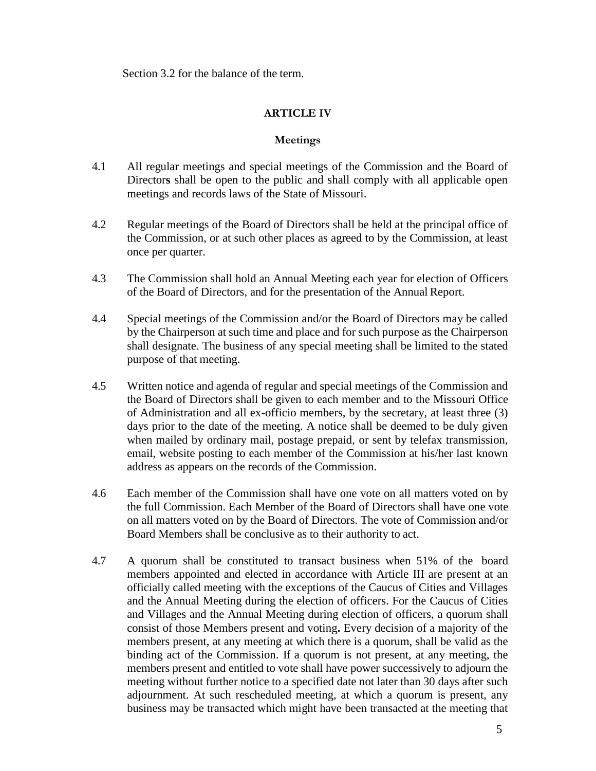Section 3.2 for the balance of the term.

## ARTICLE IV

### Meetings

4.1 All regular meetings and special meetings of the Commission and the Board of Directors shall be open to the public and shall comply with all applicable open meetings and records laws of the State of Missouri.

4.2 Regular meetings of the Board of Directors shall be held at the principal office of the Commission, or at such other places as agreed to by the Commission, at least once per quarter.

4.3 The Commission shall hold an Annual Meeting each year for election of Officers of the Board of Directors, and for the presentation of the Annual Report.

4.4 Special meetings of the Commission and/or the Board of Directors may be called by the Chairperson at such time and place and for such purpose as the Chairperson shall designate. The business of any special meeting shall be limited to the stated purpose of that meeting.

4.5 Written notice and agenda of regular and special meetings of the Commission and the Board of Directors shall be given to each member and to the Missouri Office of Administration and all ex-officio members, by the secretary, at least three (3) days prior to the date of the meeting. A notice shall be deemed to be duly given when mailed by ordinary mail, postage prepaid, or sent by telefax transmission, email, website posting to each member of the Commission at his/her last known address as appears on the records of the Commission.

4.6 Each member of the Commission shall have one vote on all matters voted on by the full Commission. Each Member of the Board of Directors shall have one vote on all matters voted on by the Board of Directors. The vote of Commission and/or Board Members shall be conclusive as to their authority to act.

4.7 A quorum shall be constituted to transact business when 51% of the board members appointed and elected in accordance with Article III are present at an officially called meeting with the exceptions of the Caucus of Cities and Villages and the Annual Meeting during the election of officers. For the Caucus of Cities and Villages and the Annual Meeting during election of officers, a quorum shall consist of those Members present and voting**.** Every decision of a majority of the members present, at any meeting at which there is a quorum, shall be valid as the binding act of the Commission. If a quorum is not present, at any meeting, the members present and entitled to vote shall have power successively to adjourn the meeting without further notice to a specified date not later than 30 days after such adjournment. At such rescheduled meeting, at which a quorum is present, any business may be transacted which might have been transacted at the meeting that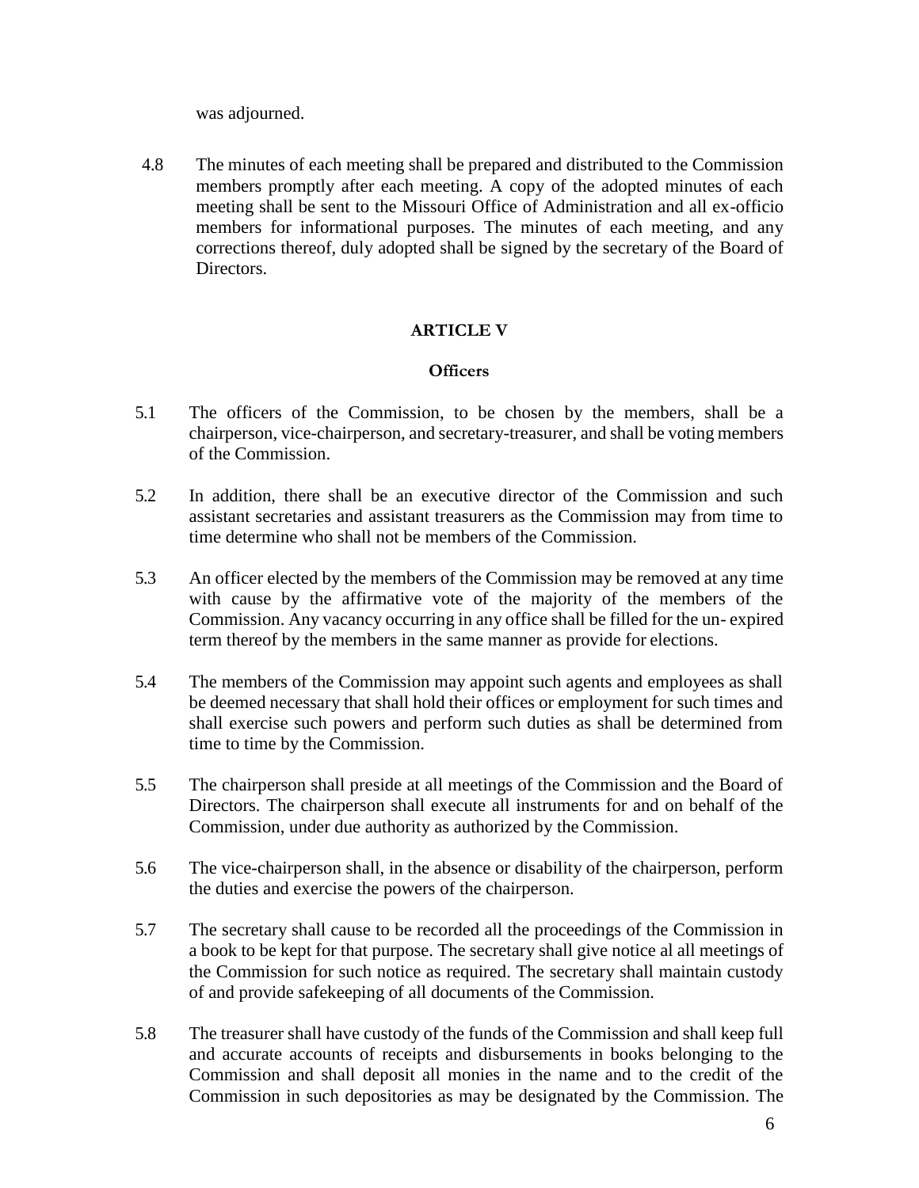was adjourned.

4.8 The minutes of each meeting shall be prepared and distributed to the Commission members promptly after each meeting. A copy of the adopted minutes of each meeting shall be sent to the Missouri Office of Administration and all ex-officio members for informational purposes. The minutes of each meeting, and any corrections thereof, duly adopted shall be signed by the secretary of the Board of Directors.

## ARTICLE V

### Officers

5.1 The officers of the Commission, to be chosen by the members, shall be a chairperson, vice-chairperson, and secretary-treasurer, and shall be voting members of the Commission.

5.2 In addition, there shall be an executive director of the Commission and such assistant secretaries and assistant treasurers as the Commission may from time to time determine who shall not be members of the Commission.

5.3 An officer elected by the members of the Commission may be removed at any time with cause by the affirmative vote of the majority of the members of the Commission. Any vacancy occurring in any office shall be filled for the un- expired term thereof by the members in the same manner as provide for elections.

5.4 The members of the Commission may appoint such agents and employees as shall be deemed necessary that shall hold their offices or employment for such times and shall exercise such powers and perform such duties as shall be determined from time to time by the Commission.

5.5 The chairperson shall preside at all meetings of the Commission and the Board of Directors. The chairperson shall execute all instruments for and on behalf of the Commission, under due authority as authorized by the Commission.

5.6 The vice-chairperson shall, in the absence or disability of the chairperson, perform the duties and exercise the powers of the chairperson.

5.7 The secretary shall cause to be recorded all the proceedings of the Commission in a book to be kept for that purpose. The secretary shall give notice al all meetings of the Commission for such notice as required. The secretary shall maintain custody of and provide safekeeping of all documents of the Commission.

5.8 The treasurer shall have custody of the funds of the Commission and shall keep full and accurate accounts of receipts and disbursements in books belonging to the Commission and shall deposit all monies in the name and to the credit of the Commission in such depositories as may be designated by the Commission. The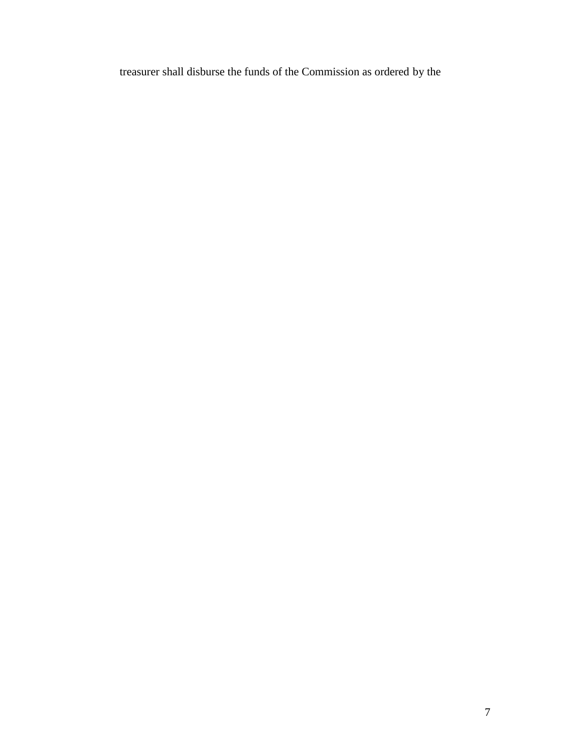treasurer shall disburse the funds of the Commission as ordered by the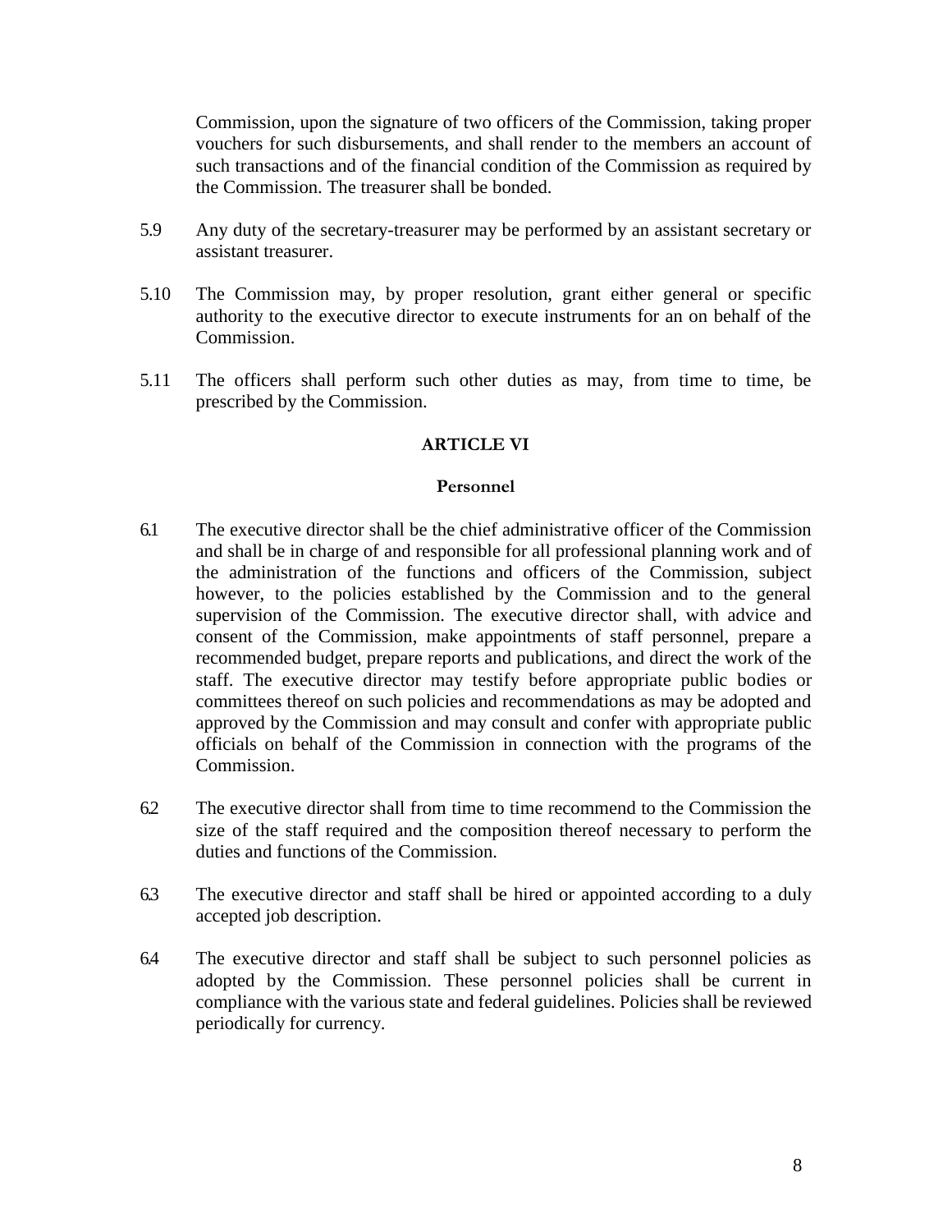Commission, upon the signature of two officers of the Commission, taking proper vouchers for such disbursements, and shall render to the members an account of such transactions and of the financial condition of the Commission as required by the Commission. The treasurer shall be bonded.

5.9 Any duty of the secretary-treasurer may be performed by an assistant secretary or assistant treasurer.

5.10 The Commission may, by proper resolution, grant either general or specific authority to the executive director to execute instruments for an on behalf of the Commission.

5.11 The officers shall perform such other duties as may, from time to time, be prescribed by the Commission.

## ARTICLE VI

### Personnel

6.1 The executive director shall be the chief administrative officer of the Commission and shall be in charge of and responsible for all professional planning work and of the administration of the functions and officers of the Commission, subject however, to the policies established by the Commission and to the general supervision of the Commission. The executive director shall, with advice and consent of the Commission, make appointments of staff personnel, prepare a recommended budget, prepare reports and publications, and direct the work of the staff. The executive director may testify before appropriate public bodies or committees thereof on such policies and recommendations as may be adopted and approved by the Commission and may consult and confer with appropriate public officials on behalf of the Commission in connection with the programs of the Commission.

6.2 The executive director shall from time to time recommend to the Commission the size of the staff required and the composition thereof necessary to perform the duties and functions of the Commission.

6.3 The executive director and staff shall be hired or appointed according to a duly accepted job description.

6.4 The executive director and staff shall be subject to such personnel policies as adopted by the Commission. These personnel policies shall be current in compliance with the various state and federal guidelines. Policies shall be reviewed periodically for currency.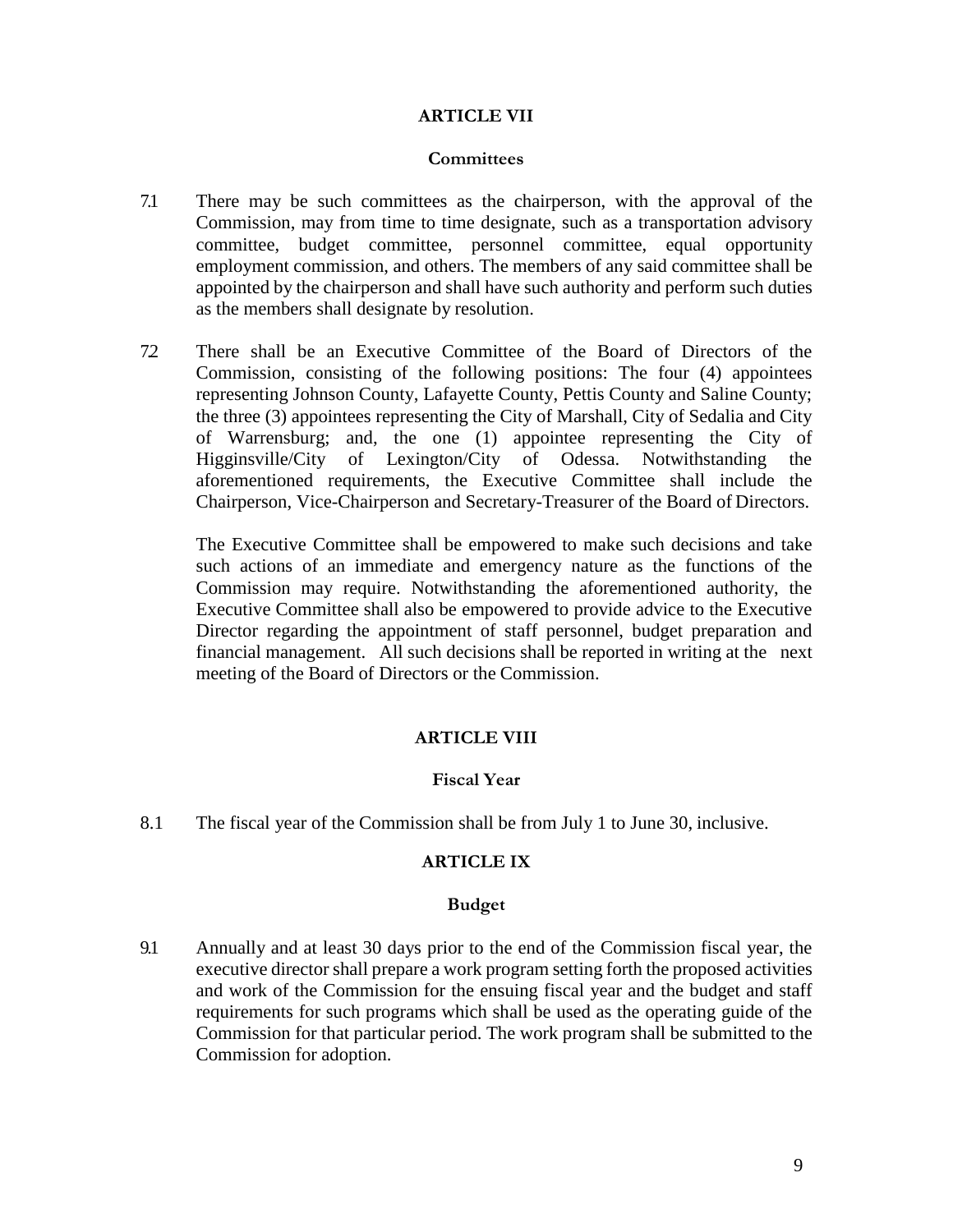## ARTICLE VII

### Committees

7.1 There may be such committees as the chairperson, with the approval of the Commission, may from time to time designate, such as a transportation advisory committee, budget committee, personnel committee, equal opportunity employment commission, and others. The members of any said committee shall be appointed by the chairperson and shall have such authority and perform such duties as the members shall designate by resolution.

7.2 There shall be an Executive Committee of the Board of Directors of the Commission, consisting of the following positions: The four (4) appointees representing Johnson County, Lafayette County, Pettis County and Saline County; the three (3) appointees representing the City of Marshall, City of Sedalia and City of Warrensburg; and, the one (1) appointee representing the City of Higginsville/City of Lexington/City of Odessa. Notwithstanding the aforementioned requirements, the Executive Committee shall include the Chairperson, Vice-Chairperson and Secretary-Treasurer of the Board of Directors.

The Executive Committee shall be empowered to make such decisions and take such actions of an immediate and emergency nature as the functions of the Commission may require. Notwithstanding the aforementioned authority, the Executive Committee shall also be empowered to provide advice to the Executive Director regarding the appointment of staff personnel, budget preparation and financial management. All such decisions shall be reported in writing at the next meeting of the Board of Directors or the Commission.

## ARTICLE VIII

### Fiscal Year

8.1 The fiscal year of the Commission shall be from July 1 to June 30, inclusive.

## ARTICLE IX

### Budget

9.1 Annually and at least 30 days prior to the end of the Commission fiscal year, the executive director shall prepare a work program setting forth the proposed activities and work of the Commission for the ensuing fiscal year and the budget and staff requirements for such programs which shall be used as the operating guide of the Commission for that particular period. The work program shall be submitted to the Commission for adoption.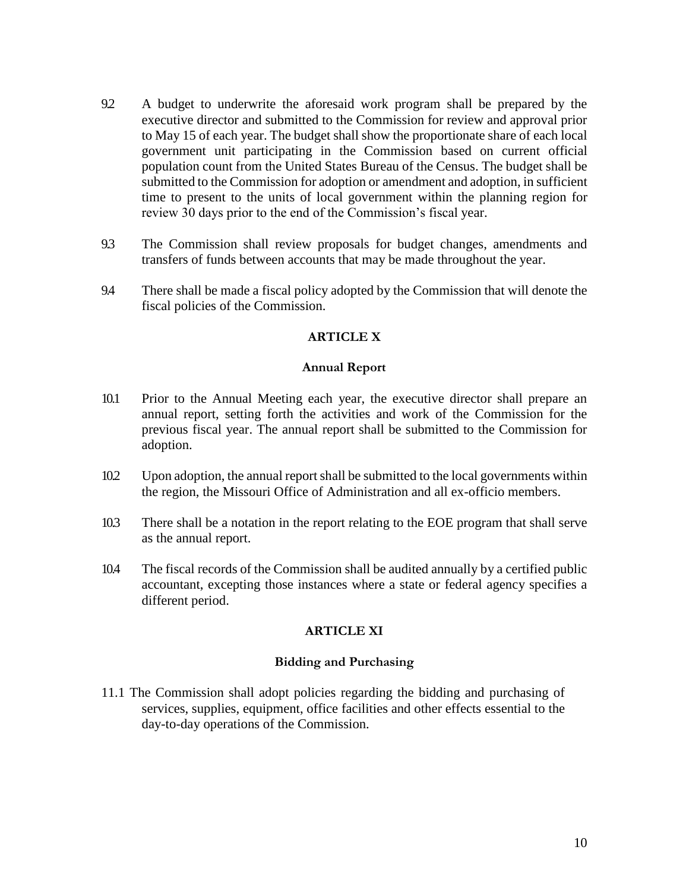9.2 A budget to underwrite the aforesaid work program shall be prepared by the executive director and submitted to the Commission for review and approval prior to May 15 of each year. The budget shall show the proportionate share of each local government unit participating in the Commission based on current official population count from the United States Bureau of the Census. The budget shall be submitted to the Commission for adoption or amendment and adoption, in sufficient time to present to the units of local government within the planning region for review 30 days prior to the end of the Commission's fiscal year.

9.3 The Commission shall review proposals for budget changes, amendments and transfers of funds between accounts that may be made throughout the year.

9.4 There shall be made a fiscal policy adopted by the Commission that will denote the fiscal policies of the Commission.

## ARTICLE X

### Annual Report

10.1 Prior to the Annual Meeting each year, the executive director shall prepare an annual report, setting forth the activities and work of the Commission for the previous fiscal year. The annual report shall be submitted to the Commission for adoption.

10.2 Upon adoption, the annual report shall be submitted to the local governments within the region, the Missouri Office of Administration and all ex-officio members.

10.3 There shall be a notation in the report relating to the EOE program that shall serve as the annual report.

10.4 The fiscal records of the Commission shall be audited annually by a certified public accountant, excepting those instances where a state or federal agency specifies a different period.

## ARTICLE XI

### Bidding and Purchasing

11.1 The Commission shall adopt policies regarding the bidding and purchasing of services, supplies, equipment, office facilities and other effects essential to the day-to-day operations of the Commission.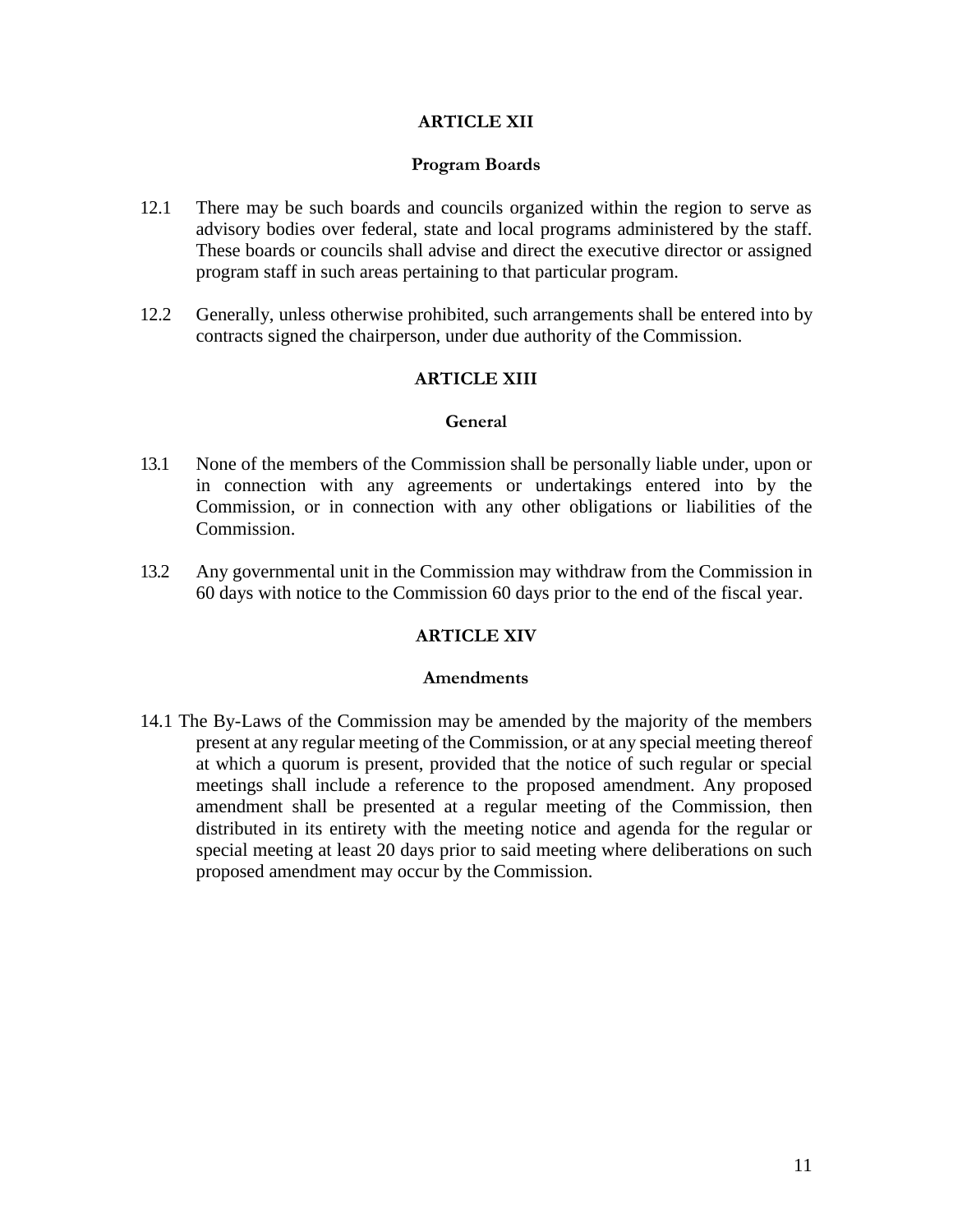## ARTICLE XII

### Program Boards

12.1 There may be such boards and councils organized within the region to serve as advisory bodies over federal, state and local programs administered by the staff. These boards or councils shall advise and direct the executive director or assigned program staff in such areas pertaining to that particular program.

12.2 Generally, unless otherwise prohibited, such arrangements shall be entered into by contracts signed the chairperson, under due authority of the Commission.

## ARTICLE XIII

### General

13.1 None of the members of the Commission shall be personally liable under, upon or in connection with any agreements or undertakings entered into by the Commission, or in connection with any other obligations or liabilities of the Commission.

13.2 Any governmental unit in the Commission may withdraw from the Commission in 60 days with notice to the Commission 60 days prior to the end of the fiscal year.

## ARTICLE XIV

### Amendments

14.1 The By-Laws of the Commission may be amended by the majority of the members present at any regular meeting of the Commission, or at any special meeting thereof at which a quorum is present, provided that the notice of such regular or special meetings shall include a reference to the proposed amendment. Any proposed amendment shall be presented at a regular meeting of the Commission, then distributed in its entirety with the meeting notice and agenda for the regular or special meeting at least 20 days prior to said meeting where deliberations on such proposed amendment may occur by the Commission.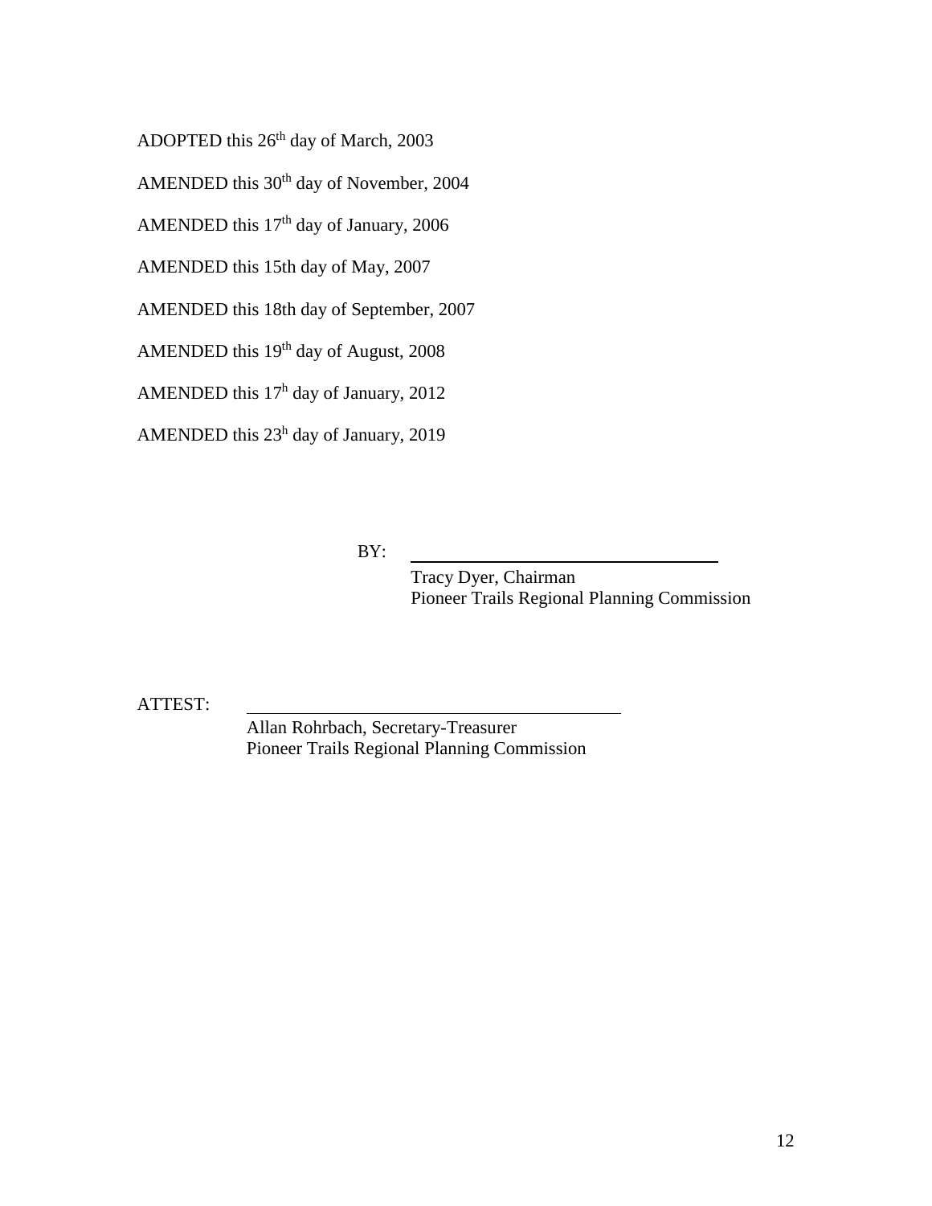ADOPTED this 26th day of March, 2003

AMENDED this 30th day of November, 2004

AMENDED this 17th day of January, 2006

AMENDED this 15th day of May, 2007

AMENDED this 18th day of September, 2007

AMENDED this 19th day of August, 2008

AMENDED this 17h day of January, 2012

AMENDED this 23h day of January, 2019

BY: \_\_\_\_\_\_\_\_\_\_\_\_\_\_\_\_\_\_\_\_\_\_\_\_\_\_\_\_\_\_

Tracy Dyer, Chairman
Pioneer Trails Regional Planning Commission

ATTEST: \_\_\_\_\_\_\_\_\_\_\_\_\_\_\_\_\_\_\_\_\_\_\_\_\_\_\_\_\_\_\_\_\_\_\_\_

Allan Rohrbach, Secretary-Treasurer
Pioneer Trails Regional Planning Commission